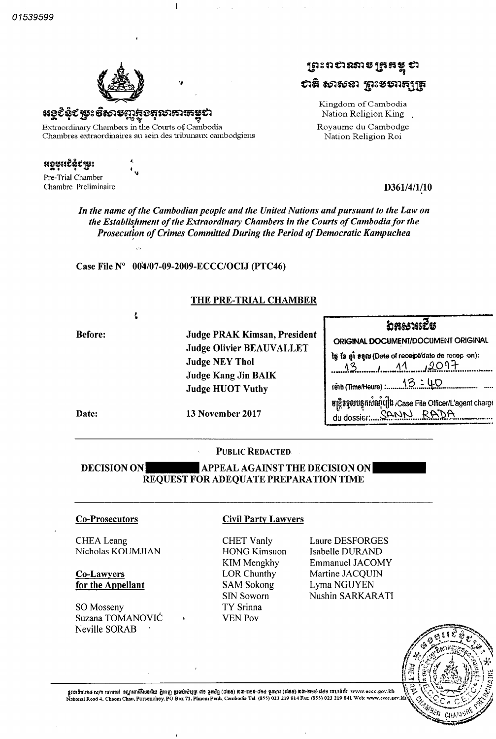01539599

អង្គជំនុំជម្រះវិសាមញ្ញក្នុងតុលាការកម្ពុជា

Extraordinary Chambers in the Courts of Cambodia
Chambres extraordinaires au sein des tribunaux cambodgiens

ព្រះរាជាណាចក្រកម្ពុជា
ជាតិ សាសនា ព្រះមហាក្សត្រ

Kingdom of Cambodia
Nation Religion King

Royaume du Cambodge
Nation Religion Roi

អង្គបុរេជំនុំជម្រះ

Pre-Trial Chamber
Chambre Preliminaire

D361/4/1/10

*In the name of the Cambodian people and the United Nations and pursuant to the Law on the Establishment of the Extraordinary Chambers in the Courts of Cambodia for the Prosecution of Crimes Committed During the Period of Democratic Kampuchea*

**Case File N° 004/07-09-2009-ECCC/OCIJ (PTC46)**

**THE PRE-TRIAL CHAMBER**

**Before:** 
**Judge PRAK Kimsan, President**
**Judge Olivier BEAUVALLET**
**Judge NEY Thol**
**Judge Kang Jin BAIK**
**Judge HUOT Vuthy**

**Date:** **13 November 2017**

ឯកសារដើម
ORIGINAL DOCUMENT/DOCUMENT ORIGINAL
ថ្ងៃ ខែ ឆ្នាំ ទទួល (Date of receipt/date de reception): 13 / 11 / 2017
ម៉ោង (Time/Heure): 13 : 40
មន្ត្រីទទួលបន្ទុកសំណុំរឿង /Case File Officer/L'agent chargé du dossier: SANN RADA

PUBLIC REDACTED

**DECISION ON [REDACTED] APPEAL AGAINST THE DECISION ON [REDACTED] REQUEST FOR ADEQUATE PREPARATION TIME**

**Co-Prosecutors**

CHEA Leang
Nicholas KOUMJIAN

**Co-Lawyers for the Appellant**

SO Mosseny
Suzana TOMANOVIĆ
Neville SORAB

**Civil Party Lawyers**

CHET Vanly
HONG Kimsuon
KIM Mengkhy
LOR Chunthy
SAM Sokong
SIN Soworn
TY Srinna
VEN Pov
Laure DESFORGES
Isabelle DURAND
Emmanuel JACOMY
Martine JACQUIN
Lyma NGUYEN
Nushin SARKARATI

ផ្លូវជាតិលេខ៤ ស/ក ចោមចៅ ខណ្ឌពោធិ៍សែនជ័យ ភ្នំពេញ ប្រអប់សំបុត្រ ៧១ ទូរស័ព្ទ (៨៥៥) ០២៣-២១៩-៨១៤ ទូរសារ (៨៥៥) ០២៣-២១៩-៨៤១ គេហទំព័រ www.eccc.gov.kh
National Road 4, Chaom Chau, Porsenchey, PO Box 71, Phnom Penh, Cambodia Tel: (855) 023 219 814 Fax: (855) 023 219 841 Web: www.eccc.gov.kh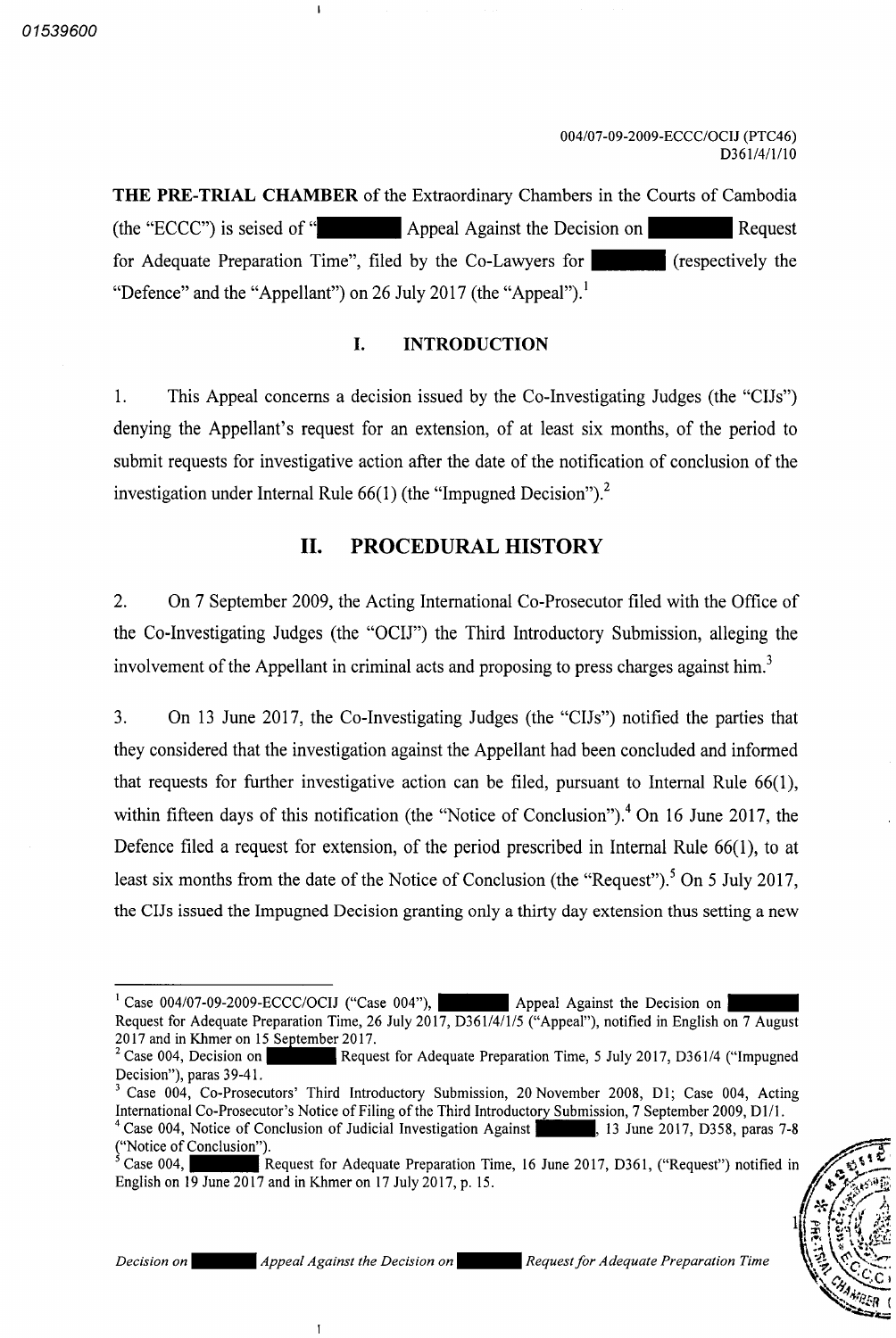004/07-09-2009-ECCC/OCIJ (PTC46)
D361/4/1/10

**THE PRE-TRIAL CHAMBER** of the Extraordinary Chambers in the Courts of Cambodia (the "ECCC") is seised of "[REDACTED] Appeal Against the Decision on [REDACTED] Request for Adequate Preparation Time", filed by the Co-Lawyers for [REDACTED] (respectively the "Defence" and the "Appellant") on 26 July 2017 (the "Appeal").[1]

## I. INTRODUCTION

1. This Appeal concerns a decision issued by the Co-Investigating Judges (the "CIJs") denying the Appellant's request for an extension, of at least six months, of the period to submit requests for investigative action after the date of the notification of conclusion of the investigation under Internal Rule 66(1) (the "Impugned Decision").[2]

## II. PROCEDURAL HISTORY

2. On 7 September 2009, the Acting International Co-Prosecutor filed with the Office of the Co-Investigating Judges (the "OCIJ") the Third Introductory Submission, alleging the involvement of the Appellant in criminal acts and proposing to press charges against him.[3]

3. On 13 June 2017, the Co-Investigating Judges (the "CIJs") notified the parties that they considered that the investigation against the Appellant had been concluded and informed that requests for further investigative action can be filed, pursuant to Internal Rule 66(1), within fifteen days of this notification (the "Notice of Conclusion").[4] On 16 June 2017, the Defence filed a request for extension, of the period prescribed in Internal Rule 66(1), to at least six months from the date of the Notice of Conclusion (the "Request").[5] On 5 July 2017, the CIJs issued the Impugned Decision granting only a thirty day extension thus setting a new

---

[1] Case 004/07-09-2009-ECCC/OCIJ ("Case 004"), [REDACTED] Appeal Against the Decision on [REDACTED] Request for Adequate Preparation Time, 26 July 2017, D361/4/1/5 ("Appeal"), notified in English on 7 August 2017 and in Khmer on 15 September 2017.

[2] Case 004, Decision on [REDACTED] Request for Adequate Preparation Time, 5 July 2017, D361/4 ("Impugned Decision"), paras 39-41.

[3] Case 004, Co-Prosecutors' Third Introductory Submission, 20 November 2008, D1; Case 004, Acting International Co-Prosecutor's Notice of Filing of the Third Introductory Submission, 7 September 2009, D1/1.

[4] Case 004, Notice of Conclusion of Judicial Investigation Against [REDACTED], 13 June 2017, D358, paras 7-8 ("Notice of Conclusion").

[5] Case 004, [REDACTED] Request for Adequate Preparation Time, 16 June 2017, D361, ("Request") notified in English on 19 June 2017 and in Khmer on 17 July 2017, p. 15.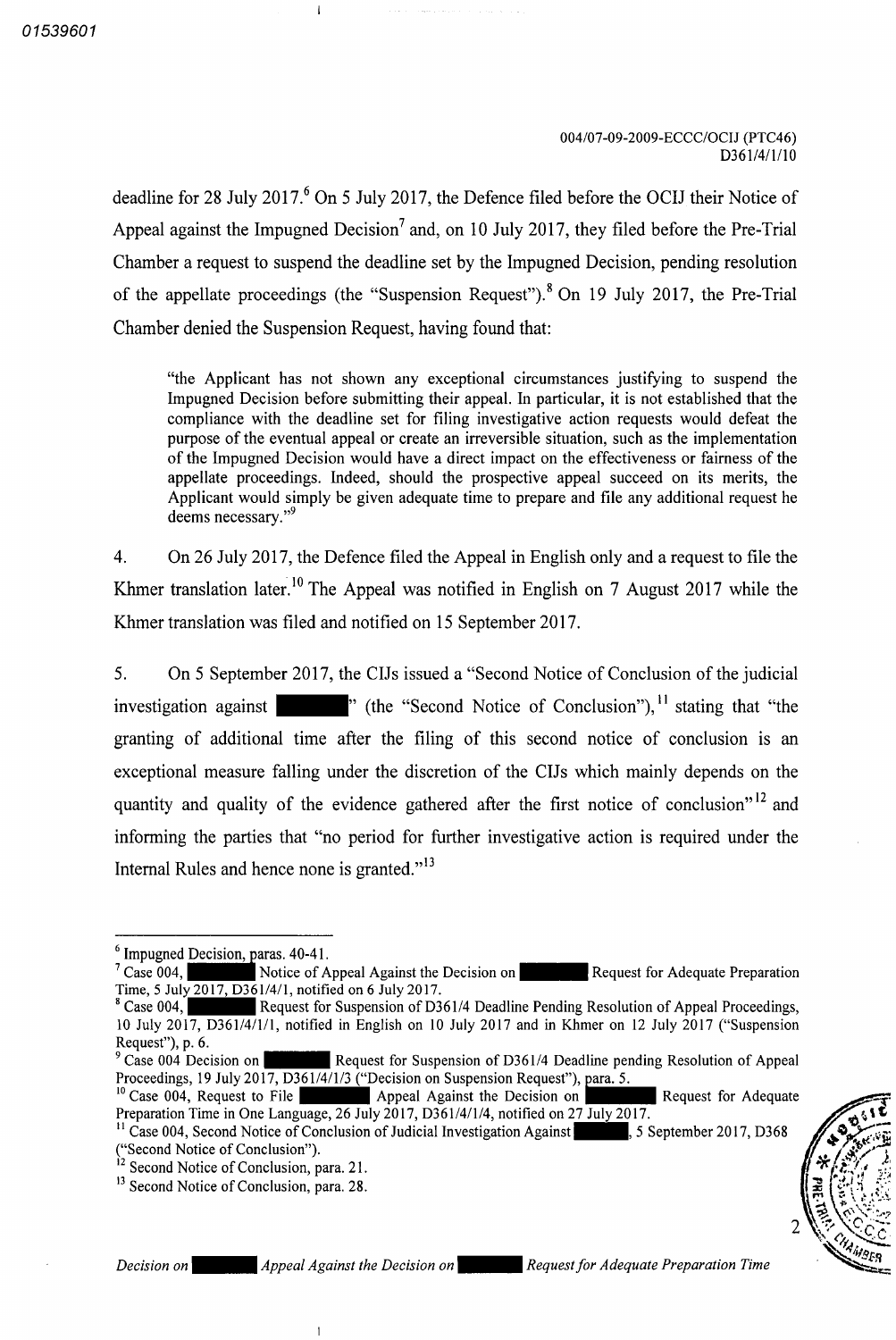deadline for 28 July 2017.[6] On 5 July 2017, the Defence filed before the OCIJ their Notice of Appeal against the Impugned Decision[7] and, on 10 July 2017, they filed before the Pre-Trial Chamber a request to suspend the deadline set by the Impugned Decision, pending resolution of the appellate proceedings (the "Suspension Request").[8] On 19 July 2017, the Pre-Trial Chamber denied the Suspension Request, having found that:

> "the Applicant has not shown any exceptional circumstances justifying to suspend the Impugned Decision before submitting their appeal. In particular, it is not established that the compliance with the deadline set for filing investigative action requests would defeat the purpose of the eventual appeal or create an irreversible situation, such as the implementation of the Impugned Decision would have a direct impact on the effectiveness or fairness of the appellate proceedings. Indeed, should the prospective appeal succeed on its merits, the Applicant would simply be given adequate time to prepare and file any additional request he deems necessary."[9]

4. On 26 July 2017, the Defence filed the Appeal in English only and a request to file the Khmer translation later.[10] The Appeal was notified in English on 7 August 2017 while the Khmer translation was filed and notified on 15 September 2017.

5. On 5 September 2017, the CIJs issued a "Second Notice of Conclusion of the judicial investigation against ████" (the "Second Notice of Conclusion"),[11] stating that "the granting of additional time after the filing of this second notice of conclusion is an exceptional measure falling under the discretion of the CIJs which mainly depends on the quantity and quality of the evidence gathered after the first notice of conclusion"[12] and informing the parties that "no period for further investigative action is required under the Internal Rules and hence none is granted."[13]

---

[6] Impugned Decision, paras. 40-41.

[7] Case 004, ████ Notice of Appeal Against the Decision on ████ Request for Adequate Preparation Time, 5 July 2017, D361/4/1, notified on 6 July 2017.

[8] Case 004, ████ Request for Suspension of D361/4 Deadline Pending Resolution of Appeal Proceedings, 10 July 2017, D361/4/1/1, notified in English on 10 July 2017 and in Khmer on 12 July 2017 ("Suspension Request"), p. 6.

[9] Case 004 Decision on ████ Request for Suspension of D361/4 Deadline pending Resolution of Appeal Proceedings, 19 July 2017, D361/4/1/3 ("Decision on Suspension Request"), para. 5.

[10] Case 004, Request to File ████ Appeal Against the Decision on ████ Request for Adequate Preparation Time in One Language, 26 July 2017, D361/4/1/4, notified on 27 July 2017.

[11] Case 004, Second Notice of Conclusion of Judicial Investigation Against ████, 5 September 2017, D368 ("Second Notice of Conclusion").

[12] Second Notice of Conclusion, para. 21.

[13] Second Notice of Conclusion, para. 28.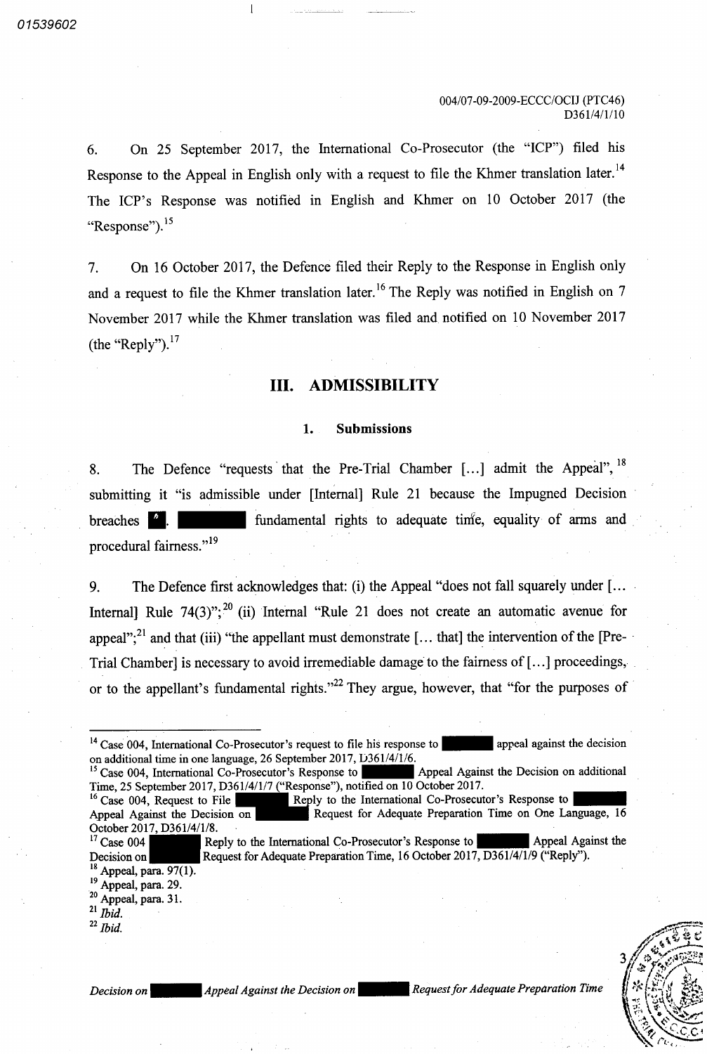6. On 25 September 2017, the International Co-Prosecutor (the "ICP") filed his Response to the Appeal in English only with a request to file the Khmer translation later.[14] The ICP's Response was notified in English and Khmer on 10 October 2017 (the "Response").[15]

7. On 16 October 2017, the Defence filed their Reply to the Response in English only and a request to file the Khmer translation later.[16] The Reply was notified in English on 7 November 2017 while the Khmer translation was filed and notified on 10 November 2017 (the "Reply").[17]

## III. ADMISSIBILITY

### 1. Submissions

8. The Defence "requests that the Pre-Trial Chamber [...] admit the Appeal",[18] submitting it "is admissible under [Internal] Rule 21 because the Impugned Decision breaches ▇. ▇▇▇▇▇ fundamental rights to adequate time, equality of arms and procedural fairness."[19]

9. The Defence first acknowledges that: (i) the Appeal "does not fall squarely under [... Internal] Rule 74(3)";[20] (ii) Internal "Rule 21 does not create an automatic avenue for appeal";[21] and that (iii) "the appellant must demonstrate [... that] the intervention of the [Pre-Trial Chamber] is necessary to avoid irremediable damage to the fairness of [...] proceedings, or to the appellant's fundamental rights."[22] They argue, however, that "for the purposes of

---

[14] Case 004, International Co-Prosecutor's request to file his response to ▇▇▇▇▇ appeal against the decision on additional time in one language, 26 September 2017, D361/4/1/6.

[15] Case 004, International Co-Prosecutor's Response to ▇▇▇▇▇ Appeal Against the Decision on additional Time, 25 September 2017, D361/4/1/7 ("Response"), notified on 10 October 2017.

[16] Case 004, Request to File ▇▇▇▇▇ Reply to the International Co-Prosecutor's Response to ▇▇▇▇▇ Appeal Against the Decision on ▇▇▇▇▇ Request for Adequate Preparation Time on One Language, 16 October 2017, D361/4/1/8.

[17] Case 004 ▇▇▇▇▇ Reply to the International Co-Prosecutor's Response to ▇▇▇▇▇ Appeal Against the Decision on ▇▇▇▇▇ Request for Adequate Preparation Time, 16 October 2017, D361/4/1/9 ("Reply").

[18] Appeal, para. 97(1).

[19] Appeal, para. 29.

[20] Appeal, para. 31.

[21] *Ibid.*

[22] *Ibid.*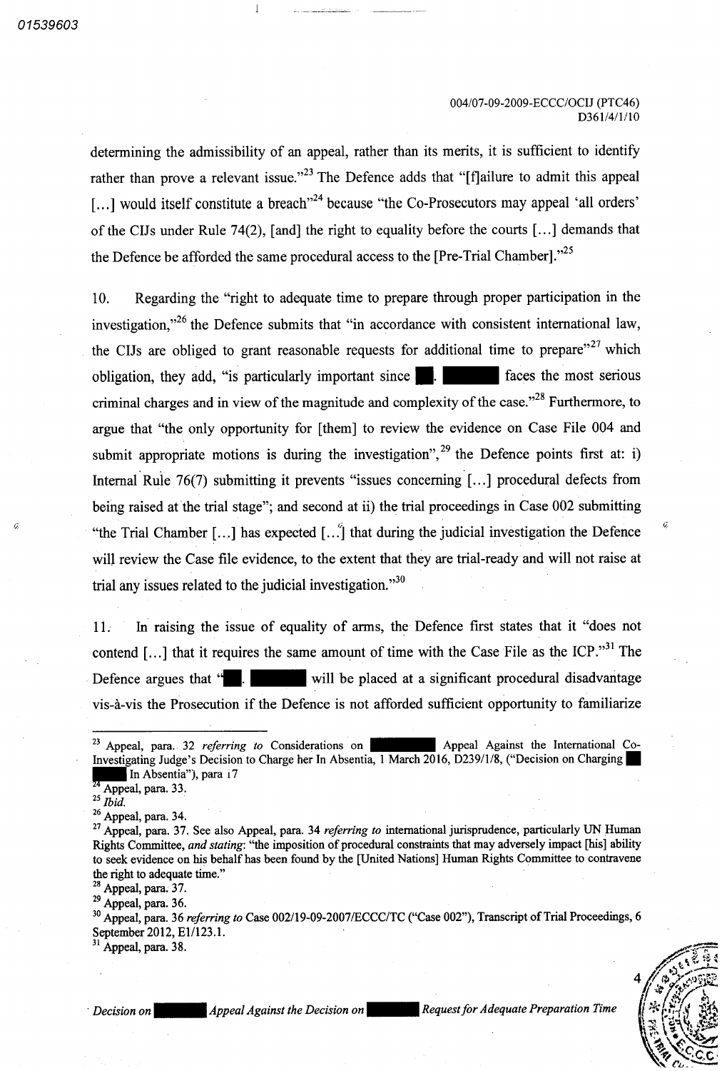determining the admissibility of an appeal, rather than its merits, it is sufficient to identify rather than prove a relevant issue."[23] The Defence adds that "[f]ailure to admit this appeal [...] would itself constitute a breach"[24] because "the Co-Prosecutors may appeal 'all orders' of the CIJs under Rule 74(2), [and] the right to equality before the courts [...] demands that the Defence be afforded the same procedural access to the [Pre-Trial Chamber]."[25]

10. Regarding the "right to adequate time to prepare through proper participation in the investigation,"[26] the Defence submits that "in accordance with consistent international law, the CIJs are obliged to grant reasonable requests for additional time to prepare"[27] which obligation, they add, "is particularly important since ███. ██████ faces the most serious criminal charges and in view of the magnitude and complexity of the case."[28] Furthermore, to argue that "the only opportunity for [them] to review the evidence on Case File 004 and submit appropriate motions is during the investigation",[29] the Defence points first at: i) Internal Rule 76(7) submitting it prevents "issues concerning [...] procedural defects from being raised at the trial stage"; and second at ii) the trial proceedings in Case 002 submitting "the Trial Chamber [...] has expected [...] that during the judicial investigation the Defence will review the Case file evidence, to the extent that they are trial-ready and will not raise at trial any issues related to the judicial investigation."[30]

11. In raising the issue of equality of arms, the Defence first states that it "does not contend [...] that it requires the same amount of time with the Case File as the ICP."[31] The Defence argues that "███. ██████ will be placed at a significant procedural disadvantage vis-à-vis the Prosecution if the Defence is not afforded sufficient opportunity to familiarize

---

[23] Appeal, para. 32 *referring to* Considerations on ██████ Appeal Against the International Co-Investigating Judge's Decision to Charge her In Absentia, 1 March 2016, D239/1/8, ("Decision on Charging ███ ███ In Absentia"), para 17

[24] Appeal, para. 33.

[25] *Ibid.*

[26] Appeal, para. 34.

[27] Appeal, para. 37. See also Appeal, para. 34 *referring to* international jurisprudence, particularly UN Human Rights Committee, *and stating*: "the imposition of procedural constraints that may adversely impact [his] ability to seek evidence on his behalf has been found by the [United Nations] Human Rights Committee to contravene the right to adequate time."

[28] Appeal, para. 37.

[29] Appeal, para. 36.

[30] Appeal, para. 36 *referring to* Case 002/19-09-2007/ECCC/TC ("Case 002"), Transcript of Trial Proceedings, 6 September 2012, E1/123.1.

[31] Appeal, para. 38.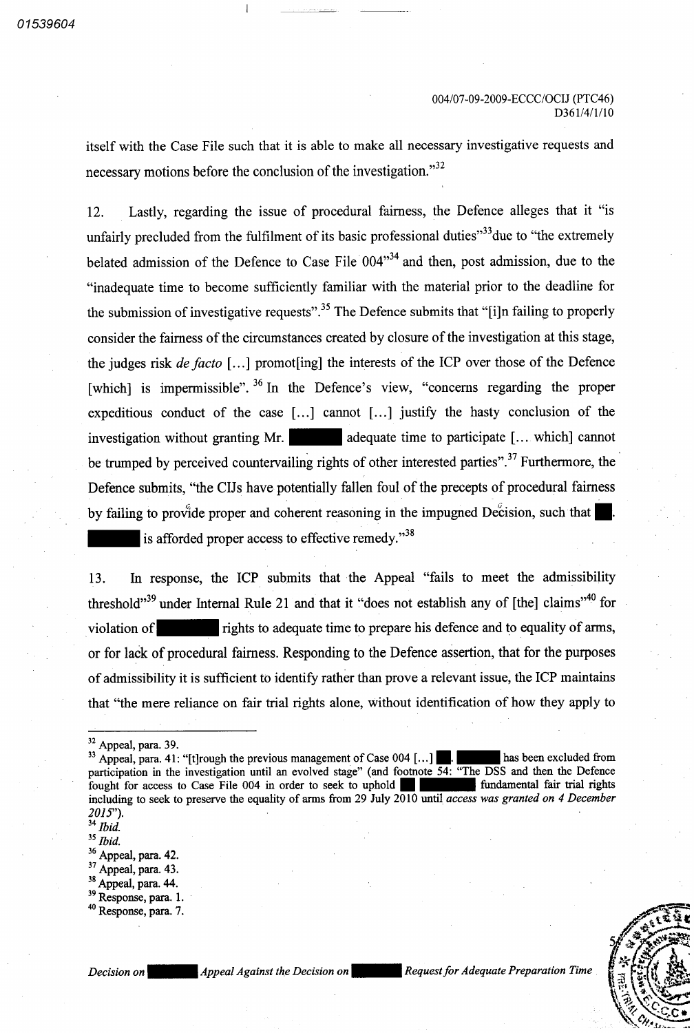itself with the Case File such that it is able to make all necessary investigative requests and necessary motions before the conclusion of the investigation."[32]

12. Lastly, regarding the issue of procedural fairness, the Defence alleges that it "is unfairly precluded from the fulfilment of its basic professional duties"[33] due to "the extremely belated admission of the Defence to Case File 004"[34] and then, post admission, due to the "inadequate time to become sufficiently familiar with the material prior to the deadline for the submission of investigative requests".[35] The Defence submits that "[i]n failing to properly consider the fairness of the circumstances created by closure of the investigation at this stage, the judges risk *de facto* [...] promot[ing] the interests of the ICP over those of the Defence [which] is impermissible".[36] In the Defence's view, "concerns regarding the proper expeditious conduct of the case [...] cannot [...] justify the hasty conclusion of the investigation without granting Mr. ████ adequate time to participate [... which] cannot be trumped by perceived countervailing rights of other interested parties".[37] Furthermore, the Defence submits, "the CIJs have potentially fallen foul of the precepts of procedural fairness by failing to provide proper and coherent reasoning in the impugned Decision, such that ██. ████ is afforded proper access to effective remedy."[38]

13. In response, the ICP submits that the Appeal "fails to meet the admissibility threshold"[39] under Internal Rule 21 and that it "does not establish any of [the] claims"[40] for violation of ████ rights to adequate time to prepare his defence and to equality of arms, or for lack of procedural fairness. Responding to the Defence assertion, that for the purposes of admissibility it is sufficient to identify rather than prove a relevant issue, the ICP maintains that "the mere reliance on fair trial rights alone, without identification of how they apply to

---

[32] Appeal, para. 39.

[33] Appeal, para. 41: "[t]rough the previous management of Case 004 [...] ██. ████ has been excluded from participation in the investigation until an evolved stage" (and footnote 54: "The DSS and then the Defence fought for access to Case File 004 in order to seek to uphold ██ ████ fundamental fair trial rights including to seek to preserve the equality of arms from 29 July 2010 until *access was granted on 4 December 2015*").

[34] *Ibid.*

[35] *Ibid.*

[36] Appeal, para. 42.

[37] Appeal, para. 43.

[38] Appeal, para. 44.

[39] Response, para. 1.

[40] Response, para. 7.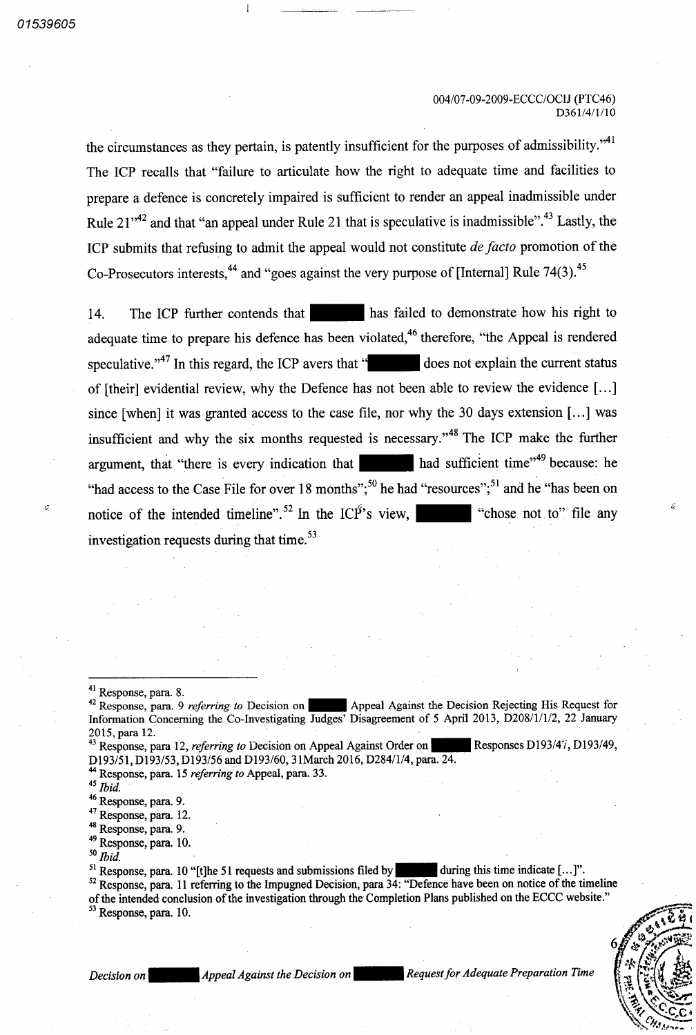the circumstances as they pertain, is patently insufficient for the purposes of admissibility."[41] The ICP recalls that "failure to articulate how the right to adequate time and facilities to prepare a defence is concretely impaired is sufficient to render an appeal inadmissible under Rule 21"[42] and that "an appeal under Rule 21 that is speculative is inadmissible".[43] Lastly, the ICP submits that refusing to admit the appeal would not constitute *de facto* promotion of the Co-Prosecutors interests,[44] and "goes against the very purpose of [Internal] Rule 74(3).[45]

14. The ICP further contends that ██████ has failed to demonstrate how his right to adequate time to prepare his defence has been violated,[46] therefore, "the Appeal is rendered speculative."[47] In this regard, the ICP avers that "██████ does not explain the current status of [their] evidential review, why the Defence has not been able to review the evidence [...] since [when] it was granted access to the case file, nor why the 30 days extension [...] was insufficient and why the six months requested is necessary."[48] The ICP make the further argument, that "there is every indication that ██████ had sufficient time"[49] because: he "had access to the Case File for over 18 months";[50] he had "resources";[51] and he "has been on notice of the intended timeline".[52] In the ICP's view, ██████ "chose not to" file any investigation requests during that time.[53]

---

[41] Response, para. 8.

[42] Response, para. 9 *referring to* Decision on ██████ Appeal Against the Decision Rejecting His Request for Information Concerning the Co-Investigating Judges' Disagreement of 5 April 2013, D208/1/1/2, 22 January 2015, para 12.

[43] Response, para 12, *referring to* Decision on Appeal Against Order on ██████ Responses D193/47, D193/49, D193/51, D193/53, D193/56 and D193/60, 31March 2016, D284/1/4, para. 24.

[44] Response, para. 15 *referring to* Appeal, para. 33.

[45] *Ibid.*

[46] Response, para. 9.

[47] Response, para. 12.

[48] Response, para. 9.

[49] Response, para. 10.

[50] *Ibid.*

[51] Response, para. 10 "[t]he 51 requests and submissions filed by ██████ during this time indicate [...]".

[52] Response, para. 11 referring to the Impugned Decision, para 34: "Defence have been on notice of the timeline of the intended conclusion of the investigation through the Completion Plans published on the ECCC website."

[53] Response, para. 10.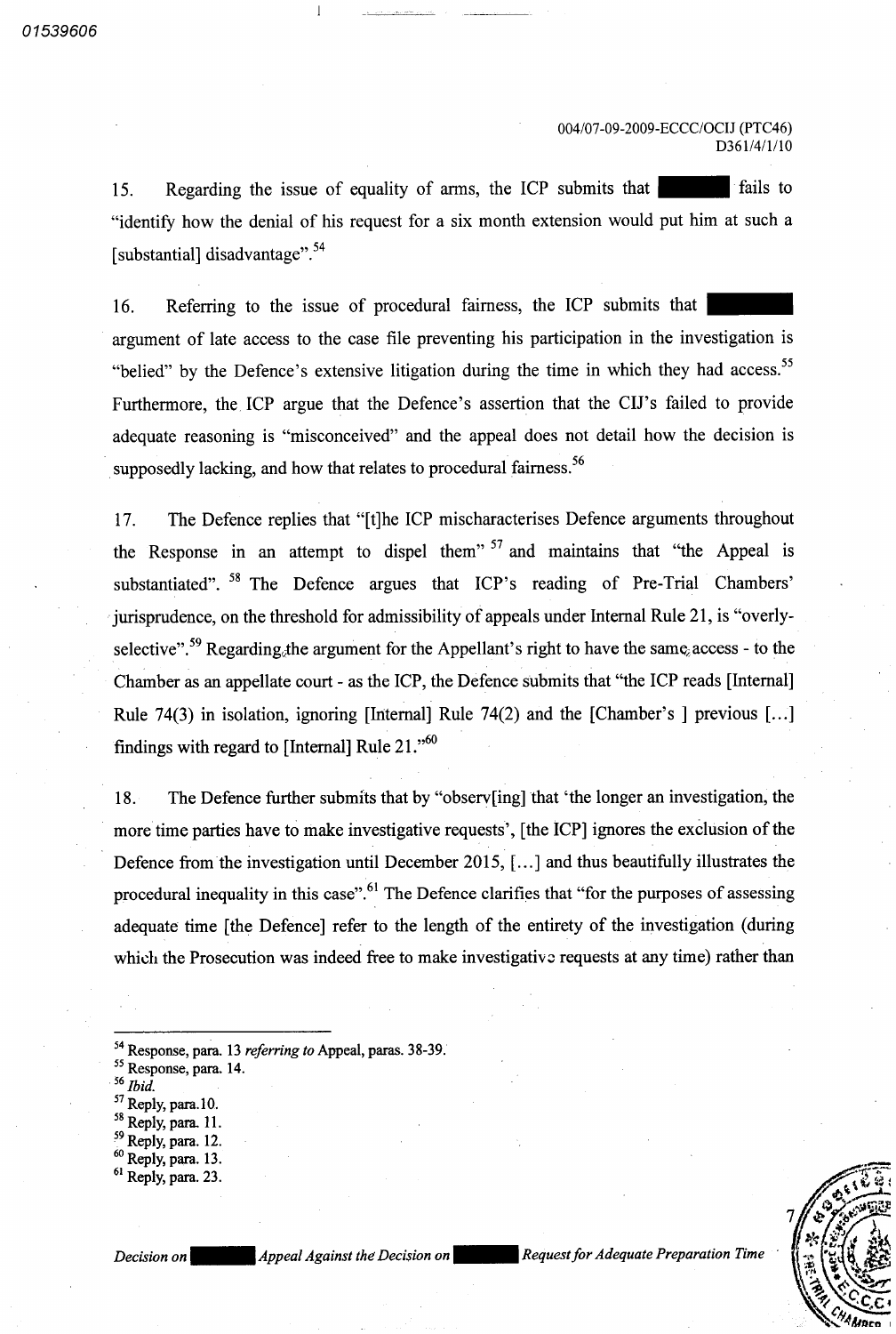15. Regarding the issue of equality of arms, the ICP submits that ████ fails to "identify how the denial of his request for a six month extension would put him at such a [substantial] disadvantage".[54]

16. Referring to the issue of procedural fairness, the ICP submits that ████ argument of late access to the case file preventing his participation in the investigation is "belied" by the Defence's extensive litigation during the time in which they had access.[55] Furthermore, the ICP argue that the Defence's assertion that the CIJ's failed to provide adequate reasoning is "misconceived" and the appeal does not detail how the decision is supposedly lacking, and how that relates to procedural fairness.[56]

17. The Defence replies that "[t]he ICP mischaracterises Defence arguments throughout the Response in an attempt to dispel them"[57] and maintains that "the Appeal is substantiated".[58] The Defence argues that ICP's reading of Pre-Trial Chambers' jurisprudence, on the threshold for admissibility of appeals under Internal Rule 21, is "overly-selective".[59] Regarding the argument for the Appellant's right to have the same access - to the Chamber as an appellate court - as the ICP, the Defence submits that "the ICP reads [Internal] Rule 74(3) in isolation, ignoring [Internal] Rule 74(2) and the [Chamber's ] previous [...] findings with regard to [Internal] Rule 21."[60]

18. The Defence further submits that by "observ[ing] that 'the longer an investigation, the more time parties have to make investigative requests', [the ICP] ignores the exclusion of the Defence from the investigation until December 2015, [...] and thus beautifully illustrates the procedural inequality in this case".[61] The Defence clarifies that "for the purposes of assessing adequate time [the Defence] refer to the length of the entirety of the investigation (during which the Prosecution was indeed free to make investigative requests at any time) rather than

---

[54] Response, para. 13 *referring to* Appeal, paras. 38-39.
[55] Response, para. 14.
[56] *Ibid.*
[57] Reply, para.10.
[58] Reply, para. 11.
[59] Reply, para. 12.
[60] Reply, para. 13.
[61] Reply, para. 23.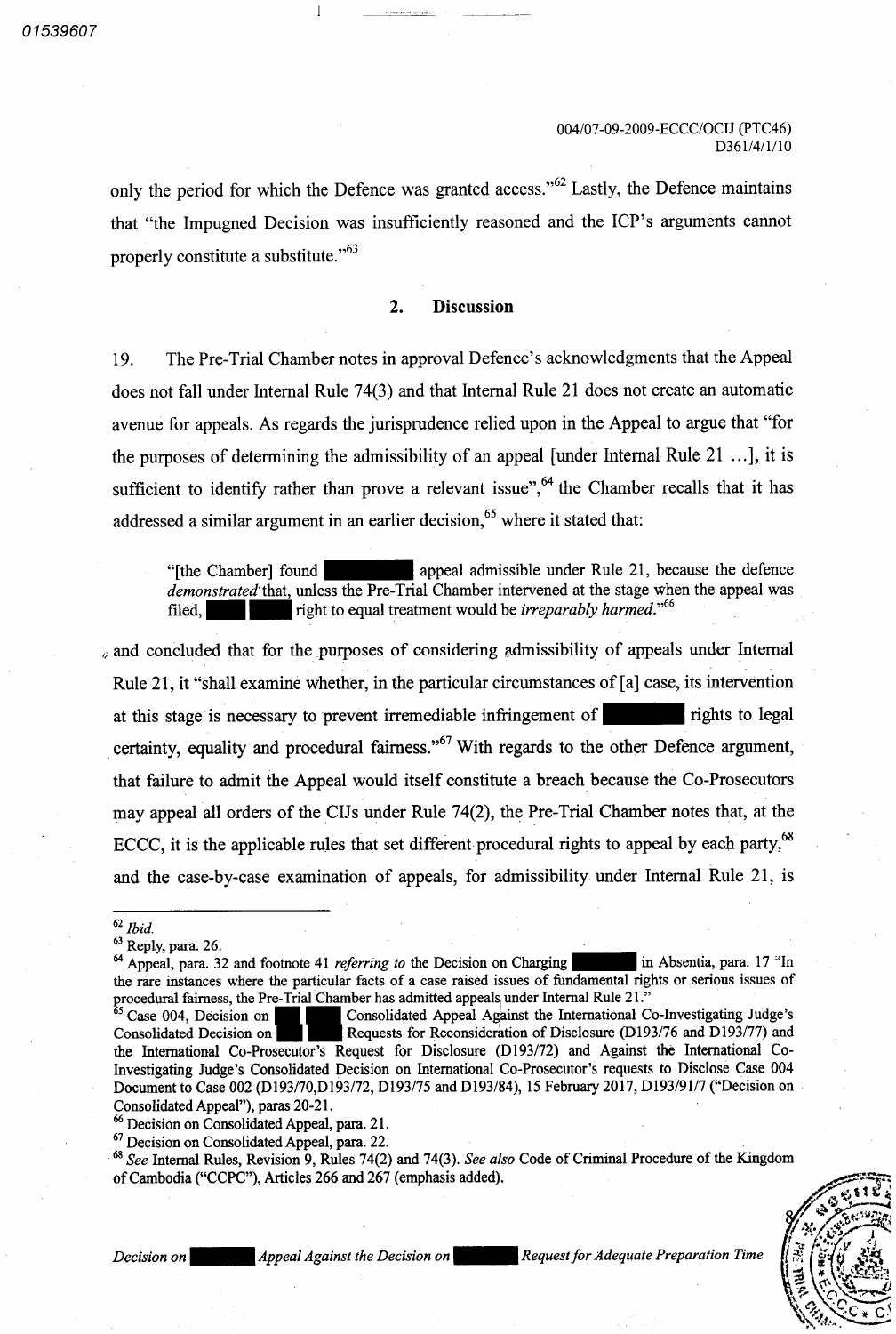only the period for which the Defence was granted access."[62] Lastly, the Defence maintains that "the Impugned Decision was insufficiently reasoned and the ICP's arguments cannot properly constitute a substitute."[63]

## 2. Discussion

19. The Pre-Trial Chamber notes in approval Defence's acknowledgments that the Appeal does not fall under Internal Rule 74(3) and that Internal Rule 21 does not create an automatic avenue for appeals. As regards the jurisprudence relied upon in the Appeal to argue that "for the purposes of determining the admissibility of an appeal [under Internal Rule 21 …], it is sufficient to identify rather than prove a relevant issue",[64] the Chamber recalls that it has addressed a similar argument in an earlier decision,[65] where it stated that:

> "[the Chamber] found ████ appeal admissible under Rule 21, because the defence *demonstrated* that, unless the Pre-Trial Chamber intervened at the stage when the appeal was filed, ██ ██ right to equal treatment would be *irreparably harmed*."[66]

and concluded that for the purposes of considering admissibility of appeals under Internal Rule 21, it "shall examine whether, in the particular circumstances of [a] case, its intervention at this stage is necessary to prevent irremediable infringement of ████ rights to legal certainty, equality and procedural fairness."[67] With regards to the other Defence argument, that failure to admit the Appeal would itself constitute a breach because the Co-Prosecutors may appeal all orders of the CIJs under Rule 74(2), the Pre-Trial Chamber notes that, at the ECCC, it is the applicable rules that set different procedural rights to appeal by each party,[68] and the case-by-case examination of appeals, for admissibility under Internal Rule 21, is

---

[62] *Ibid.*

[63] Reply, para. 26.

[64] Appeal, para. 32 and footnote 41 *referring to* the Decision on Charging ████ in Absentia, para. 17 "In the rare instances where the particular facts of a case raised issues of fundamental rights or serious issues of procedural fairness, the Pre-Trial Chamber has admitted appeals under Internal Rule 21."

[65] Case 004, Decision on ██ ██ Consolidated Appeal Against the International Co-Investigating Judge's Consolidated Decision on ██ ██ Requests for Reconsideration of Disclosure (D193/76 and D193/77) and the International Co-Prosecutor's Request for Disclosure (D193/72) and Against the International Co-Investigating Judge's Consolidated Decision on International Co-Prosecutor's requests to Disclose Case 004 Document to Case 002 (D193/70, D193/72, D193/75 and D193/84), 15 February 2017, D193/91/7 ("Decision on Consolidated Appeal"), paras 20-21.

[66] Decision on Consolidated Appeal, para. 21.

[67] Decision on Consolidated Appeal, para. 22.

[68] *See* Internal Rules, Revision 9, Rules 74(2) and 74(3). *See also* Code of Criminal Procedure of the Kingdom of Cambodia ("CCPC"), Articles 266 and 267 (emphasis added).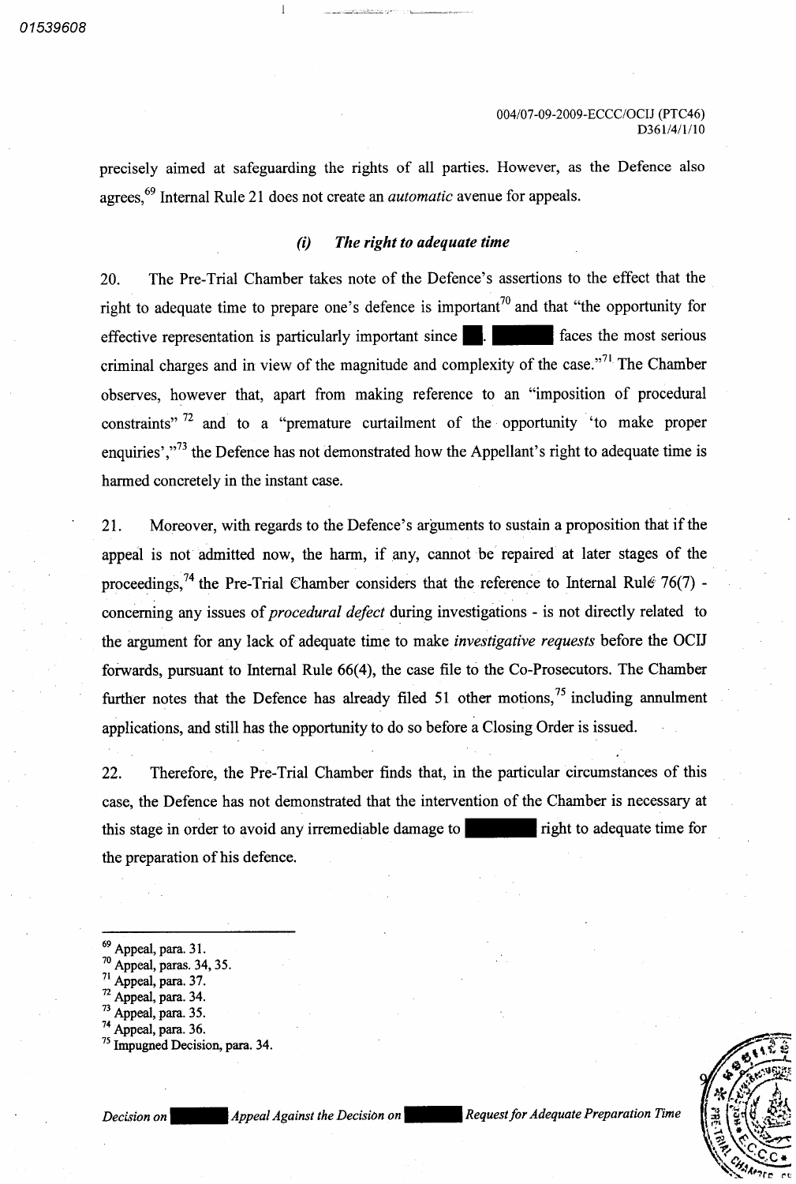precisely aimed at safeguarding the rights of all parties. However, as the Defence also agrees,[69] Internal Rule 21 does not create an *automatic* avenue for appeals.

### *(i) The right to adequate time*

20. The Pre-Trial Chamber takes note of the Defence's assertions to the effect that the right to adequate time to prepare one's defence is important[70] and that "the opportunity for effective representation is particularly important since ██. ██████ faces the most serious criminal charges and in view of the magnitude and complexity of the case."[71] The Chamber observes, however that, apart from making reference to an "imposition of procedural constraints"[72] and to a "premature curtailment of the opportunity 'to make proper enquiries',"[73] the Defence has not demonstrated how the Appellant's right to adequate time is harmed concretely in the instant case.

21. Moreover, with regards to the Defence's arguments to sustain a proposition that if the appeal is not admitted now, the harm, if any, cannot be repaired at later stages of the proceedings,[74] the Pre-Trial Chamber considers that the reference to Internal Rule 76(7) - concerning any issues of *procedural defect* during investigations - is not directly related to the argument for any lack of adequate time to make *investigative requests* before the OCIJ forwards, pursuant to Internal Rule 66(4), the case file to the Co-Prosecutors. The Chamber further notes that the Defence has already filed 51 other motions,[75] including annulment applications, and still has the opportunity to do so before a Closing Order is issued.

22. Therefore, the Pre-Trial Chamber finds that, in the particular circumstances of this case, the Defence has not demonstrated that the intervention of the Chamber is necessary at this stage in order to avoid any irremediable damage to ██████ right to adequate time for the preparation of his defence.

---

[69] Appeal, para. 31.
[70] Appeal, paras. 34, 35.
[71] Appeal, para. 37.
[72] Appeal, para. 34.
[73] Appeal, para. 35.
[74] Appeal, para. 36.
[75] Impugned Decision, para. 34.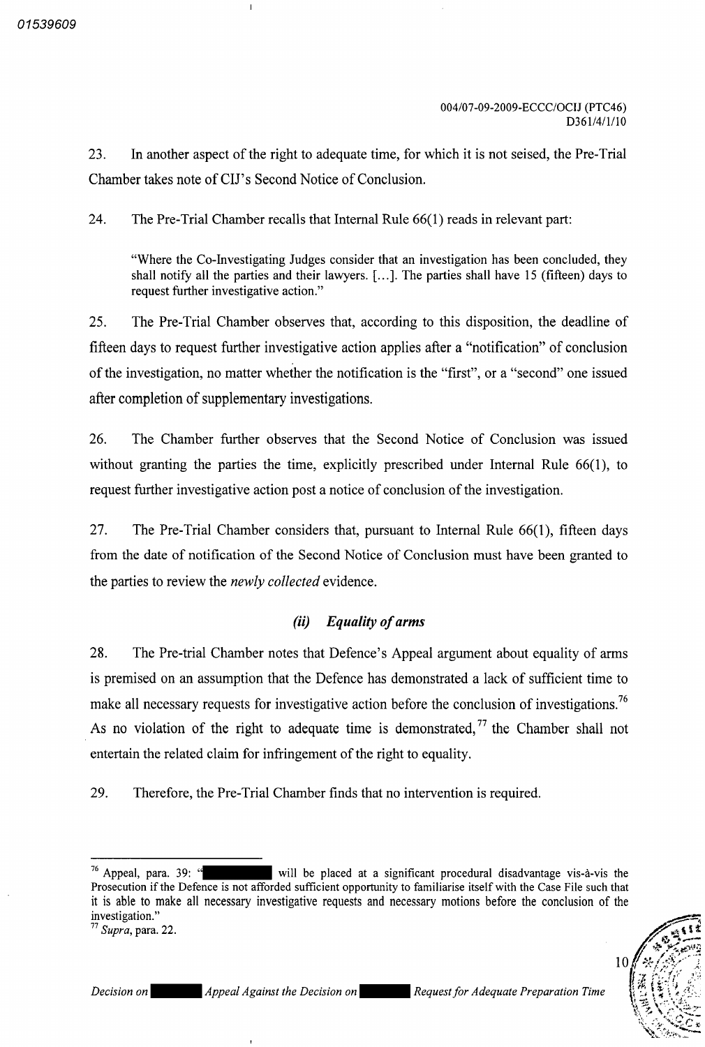23. In another aspect of the right to adequate time, for which it is not seised, the Pre-Trial Chamber takes note of CIJ's Second Notice of Conclusion.

24. The Pre-Trial Chamber recalls that Internal Rule 66(1) reads in relevant part:

> "Where the Co-Investigating Judges consider that an investigation has been concluded, they shall notify all the parties and their lawyers. [...]. The parties shall have 15 (fifteen) days to request further investigative action."

25. The Pre-Trial Chamber observes that, according to this disposition, the deadline of fifteen days to request further investigative action applies after a "notification" of conclusion of the investigation, no matter whether the notification is the "first", or a "second" one issued after completion of supplementary investigations.

26. The Chamber further observes that the Second Notice of Conclusion was issued without granting the parties the time, explicitly prescribed under Internal Rule 66(1), to request further investigative action post a notice of conclusion of the investigation.

27. The Pre-Trial Chamber considers that, pursuant to Internal Rule 66(1), fifteen days from the date of notification of the Second Notice of Conclusion must have been granted to the parties to review the *newly collected* evidence.

### *(ii) Equality of arms*

28. The Pre-trial Chamber notes that Defence's Appeal argument about equality of arms is premised on an assumption that the Defence has demonstrated a lack of sufficient time to make all necessary requests for investigative action before the conclusion of investigations.[76] As no violation of the right to adequate time is demonstrated,[77] the Chamber shall not entertain the related claim for infringement of the right to equality.

29. Therefore, the Pre-Trial Chamber finds that no intervention is required.

---

[76] Appeal, para. 39: "█████ will be placed at a significant procedural disadvantage vis-à-vis the Prosecution if the Defence is not afforded sufficient opportunity to familiarise itself with the Case File such that it is able to make all necessary investigative requests and necessary motions before the conclusion of the investigation."

[77] *Supra*, para. 22.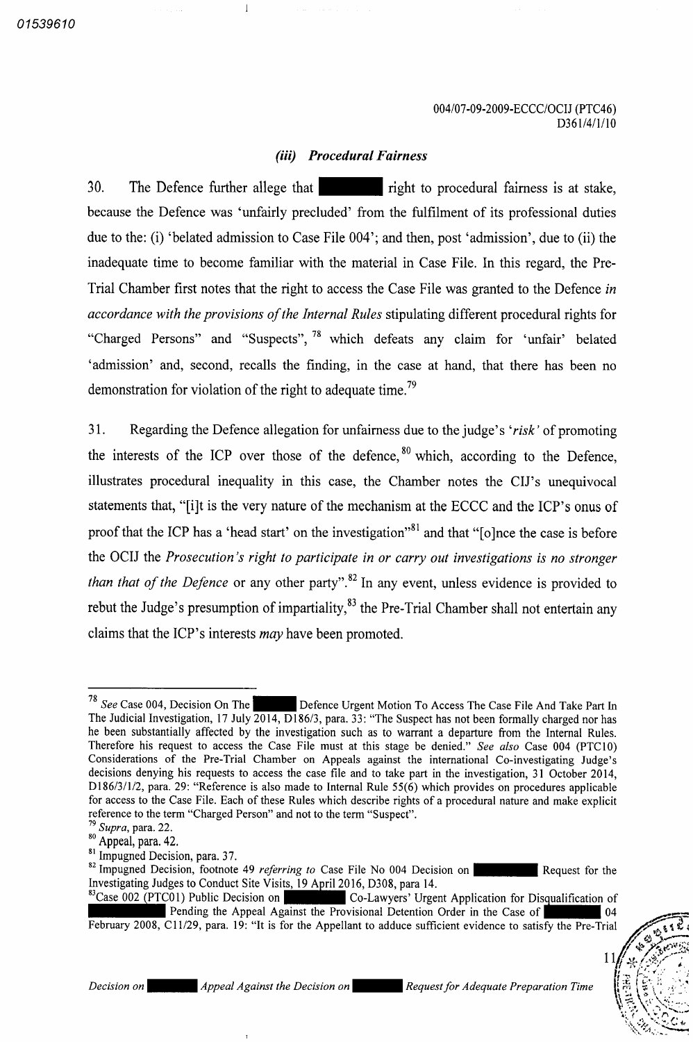### *(iii) Procedural Fairness*

30. The Defence further allege that ██████ right to procedural fairness is at stake, because the Defence was 'unfairly precluded' from the fulfilment of its professional duties due to the: (i) 'belated admission to Case File 004'; and then, post 'admission', due to (ii) the inadequate time to become familiar with the material in Case File. In this regard, the Pre-Trial Chamber first notes that the right to access the Case File was granted to the Defence *in accordance with the provisions of the Internal Rules* stipulating different procedural rights for "Charged Persons" and "Suspects", [78] which defeats any claim for 'unfair' belated 'admission' and, second, recalls the finding, in the case at hand, that there has been no demonstration for violation of the right to adequate time.[79]

31. Regarding the Defence allegation for unfairness due to the judge's *'risk'* of promoting the interests of the ICP over those of the defence,[80] which, according to the Defence, illustrates procedural inequality in this case, the Chamber notes the CIJ's unequivocal statements that, "[i]t is the very nature of the mechanism at the ECCC and the ICP's onus of proof that the ICP has a 'head start' on the investigation"[81] and that "[o]nce the case is before the OCIJ the *Prosecution's right to participate in or carry out investigations is no stronger than that of the Defence* or any other party".[82] In any event, unless evidence is provided to rebut the Judge's presumption of impartiality,[83] the Pre-Trial Chamber shall not entertain any claims that the ICP's interests *may* have been promoted.

---

[78] *See* Case 004, Decision On The ██████ Defence Urgent Motion To Access The Case File And Take Part In The Judicial Investigation, 17 July 2014, D186/3, para. 33: "The Suspect has not been formally charged nor has he been substantially affected by the investigation such as to warrant a departure from the Internal Rules. Therefore his request to access the Case File must at this stage be denied." *See also* Case 004 (PTC10) Considerations of the Pre-Trial Chamber on Appeals against the international Co-investigating Judge's decisions denying his requests to access the case file and to take part in the investigation, 31 October 2014, D186/3/1/2, para. 29: "Reference is also made to Internal Rule 55(6) which provides on procedures applicable for access to the Case File. Each of these Rules which describe rights of a procedural nature and make explicit reference to the term "Charged Person" and not to the term "Suspect".

[79] *Supra*, para. 22.

[80] Appeal, para. 42.

[81] Impugned Decision, para. 37.

[82] Impugned Decision, footnote 49 *referring to* Case File No 004 Decision on ██████ Request for the Investigating Judges to Conduct Site Visits, 19 April 2016, D308, para 14.

[83] Case 002 (PTC01) Public Decision on ██████ Co-Lawyers' Urgent Application for Disqualification of ██████ Pending the Appeal Against the Provisional Detention Order in the Case of ██████ 04 February 2008, C11/29, para. 19: "It is for the Appellant to adduce sufficient evidence to satisfy the Pre-Trial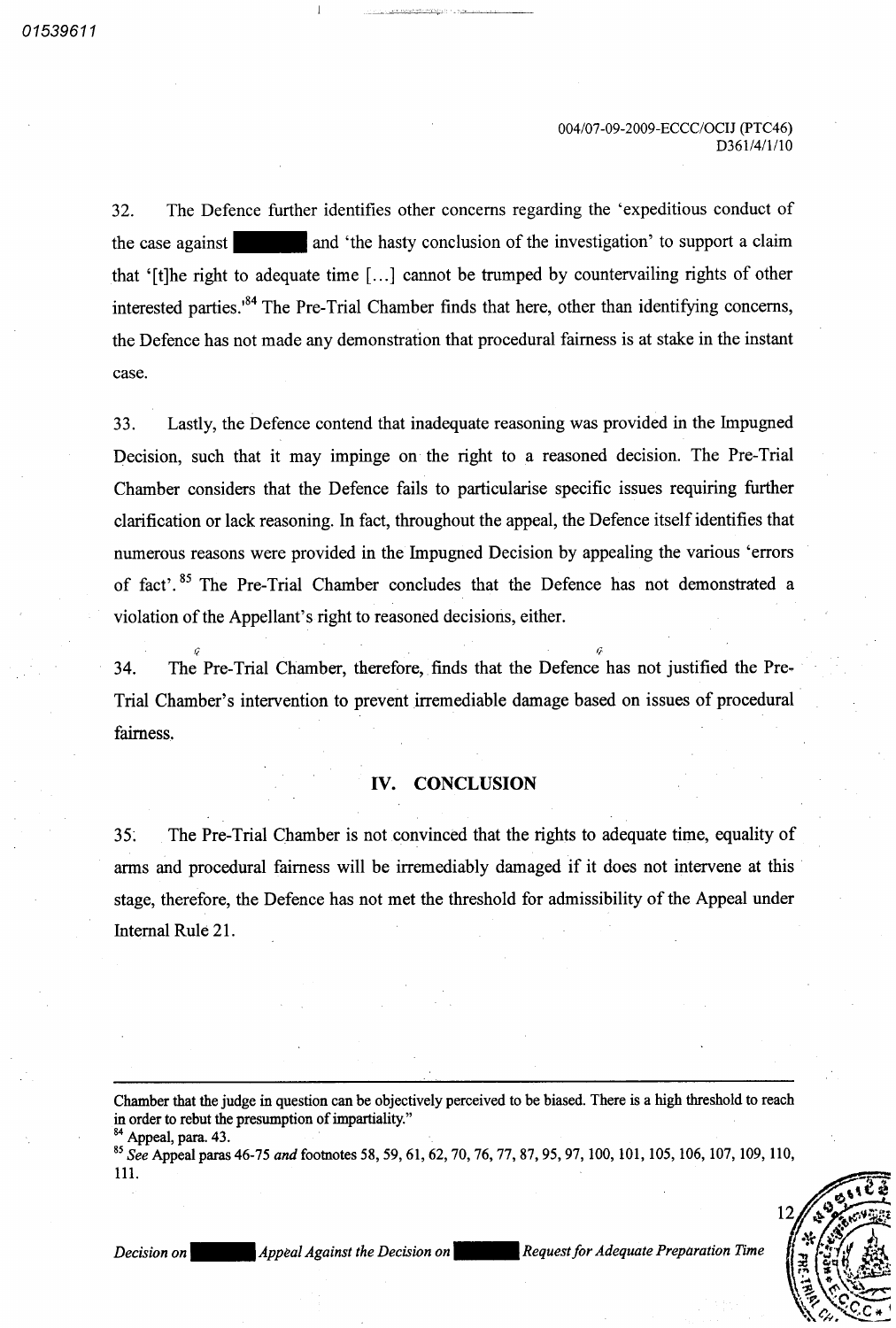32. The Defence further identifies other concerns regarding the 'expeditious conduct of the case against ██████ and 'the hasty conclusion of the investigation' to support a claim that '[t]he right to adequate time [...] cannot be trumped by countervailing rights of other interested parties.'[84] The Pre-Trial Chamber finds that here, other than identifying concerns, the Defence has not made any demonstration that procedural fairness is at stake in the instant case.

33. Lastly, the Defence contend that inadequate reasoning was provided in the Impugned Decision, such that it may impinge on the right to a reasoned decision. The Pre-Trial Chamber considers that the Defence fails to particularise specific issues requiring further clarification or lack reasoning. In fact, throughout the appeal, the Defence itself identifies that numerous reasons were provided in the Impugned Decision by appealing the various 'errors of fact'.[85] The Pre-Trial Chamber concludes that the Defence has not demonstrated a violation of the Appellant's right to reasoned decisions, either.

34. The Pre-Trial Chamber, therefore, finds that the Defence has not justified the Pre-Trial Chamber's intervention to prevent irremediable damage based on issues of procedural fairness.

## IV. CONCLUSION

35. The Pre-Trial Chamber is not convinced that the rights to adequate time, equality of arms and procedural fairness will be irremediably damaged if it does not intervene at this stage, therefore, the Defence has not met the threshold for admissibility of the Appeal under Internal Rule 21.

---

Chamber that the judge in question can be objectively perceived to be biased. There is a high threshold to reach in order to rebut the presumption of impartiality."

[84] Appeal, para. 43.

[85] *See* Appeal paras 46-75 *and* footnotes 58, 59, 61, 62, 70, 76, 77, 87, 95, 97, 100, 101, 105, 106, 107, 109, 110, 111.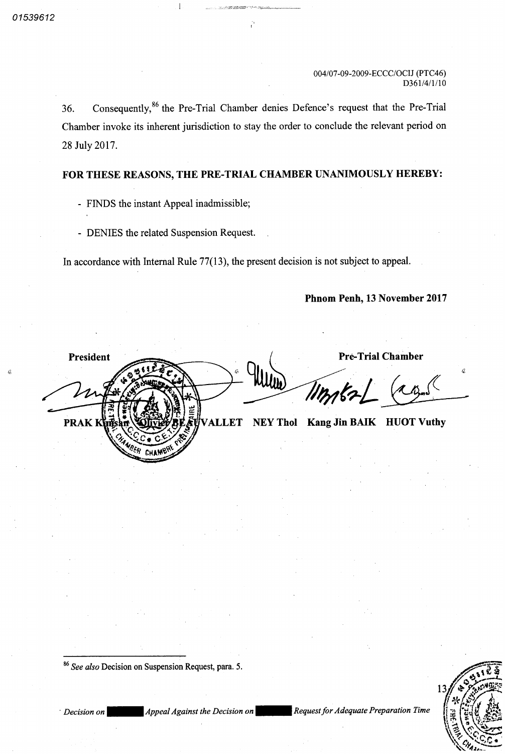36. Consequently,[86] the Pre-Trial Chamber denies Defence's request that the Pre-Trial Chamber invoke its inherent jurisdiction to stay the order to conclude the relevant period on 28 July 2017.

**FOR THESE REASONS, THE PRE-TRIAL CHAMBER UNANIMOUSLY HEREBY:**

- FINDS the instant Appeal inadmissible;

- DENIES the related Suspension Request.

In accordance with Internal Rule 77(13), the present decision is not subject to appeal.

**Phnom Penh, 13 November 2017**

**President** **Pre-Trial Chamber**

**PRAK Kimsan Olivier BEAUVALLET NEY Thol Kang Jin BAIK HUOT Vuthy**

---

[86] *See also* Decision on Suspension Request, para. 5.